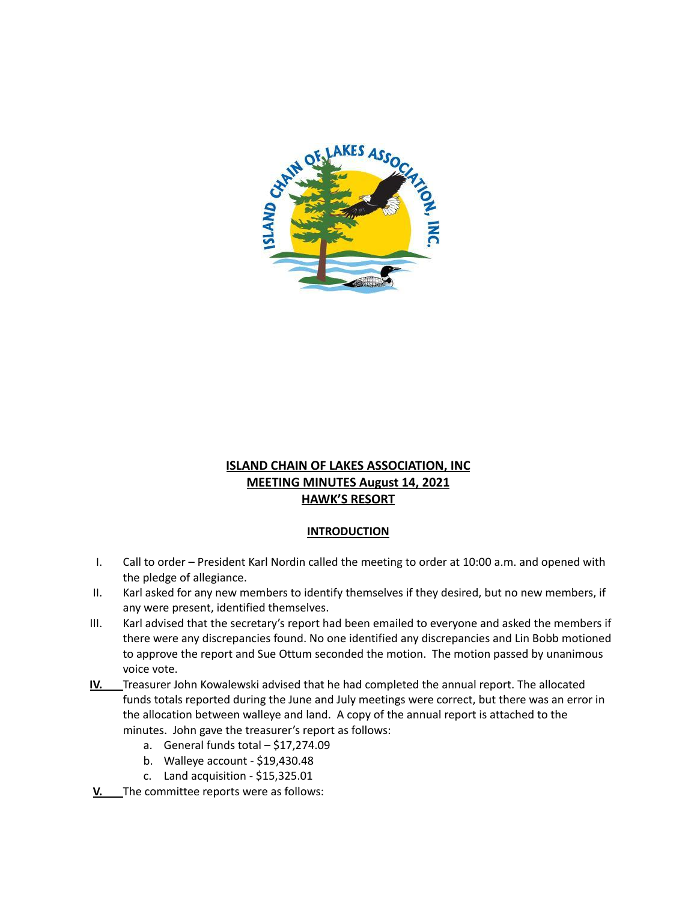**ISLAND CHAIN OF LAKES ASSOCIATION, INC**
**MEETING MINUTES August 14, 2021**
**HAWK'S RESORT**

**INTRODUCTION**

I. Call to order – President Karl Nordin called the meeting to order at 10:00 a.m. and opened with the pledge of allegiance.

II. Karl asked for any new members to identify themselves if they desired, but no new members, if any were present, identified themselves.

III. Karl advised that the secretary's report had been emailed to everyone and asked the members if there were any discrepancies found. No one identified any discrepancies and Lin Bobb motioned to approve the report and Sue Ottum seconded the motion. The motion passed by unanimous voice vote.

**IV.** Treasurer John Kowalewski advised that he had completed the annual report. The allocated funds totals reported during the June and July meetings were correct, but there was an error in the allocation between walleye and land. A copy of the annual report is attached to the minutes. John gave the treasurer's report as follows:

   a. General funds total – $17,274.09
   b. Walleye account - $19,430.48
   c. Land acquisition - $15,325.01

**V.** The committee reports were as follows: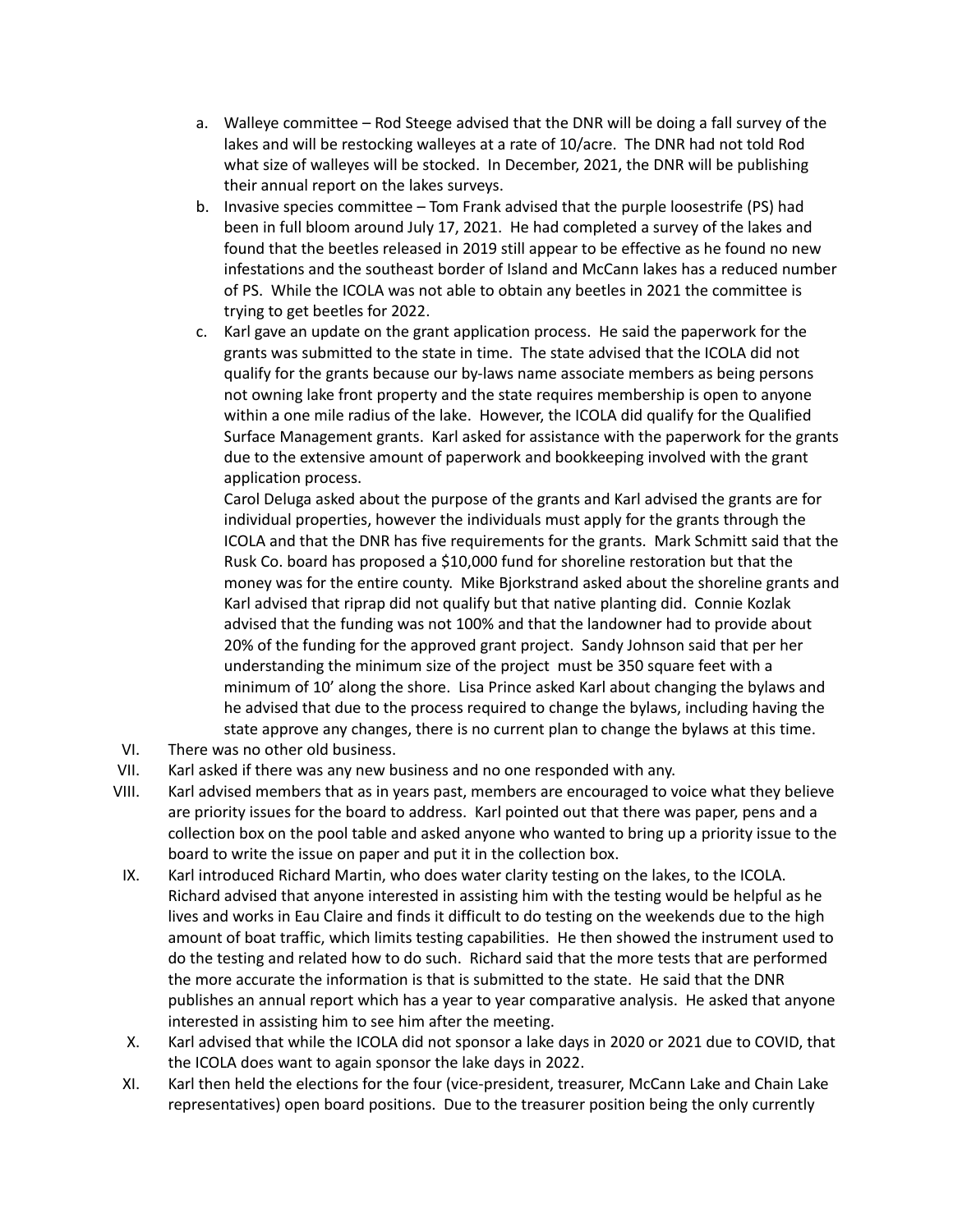a. Walleye committee – Rod Steege advised that the DNR will be doing a fall survey of the lakes and will be restocking walleyes at a rate of 10/acre. The DNR had not told Rod what size of walleyes will be stocked. In December, 2021, the DNR will be publishing their annual report on the lakes surveys.

b. Invasive species committee – Tom Frank advised that the purple loosestrife (PS) had been in full bloom around July 17, 2021. He had completed a survey of the lakes and found that the beetles released in 2019 still appear to be effective as he found no new infestations and the southeast border of Island and McCann lakes has a reduced number of PS. While the ICOLA was not able to obtain any beetles in 2021 the committee is trying to get beetles for 2022.

c. Karl gave an update on the grant application process. He said the paperwork for the grants was submitted to the state in time. The state advised that the ICOLA did not qualify for the grants because our by-laws name associate members as being persons not owning lake front property and the state requires membership is open to anyone within a one mile radius of the lake. However, the ICOLA did qualify for the Qualified Surface Management grants. Karl asked for assistance with the paperwork for the grants due to the extensive amount of paperwork and bookkeeping involved with the grant application process.

   Carol Deluga asked about the purpose of the grants and Karl advised the grants are for individual properties, however the individuals must apply for the grants through the ICOLA and that the DNR has five requirements for the grants. Mark Schmitt said that the Rusk Co. board has proposed a $10,000 fund for shoreline restoration but that the money was for the entire county. Mike Bjorkstrand asked about the shoreline grants and Karl advised that riprap did not qualify but that native planting did. Connie Kozlak advised that the funding was not 100% and that the landowner had to provide about 20% of the funding for the approved grant project. Sandy Johnson said that per her understanding the minimum size of the project must be 350 square feet with a minimum of 10' along the shore. Lisa Prince asked Karl about changing the bylaws and he advised that due to the process required to change the bylaws, including having the state approve any changes, there is no current plan to change the bylaws at this time.

VI. There was no other old business.

VII. Karl asked if there was any new business and no one responded with any.

VIII. Karl advised members that as in years past, members are encouraged to voice what they believe are priority issues for the board to address. Karl pointed out that there was paper, pens and a collection box on the pool table and asked anyone who wanted to bring up a priority issue to the board to write the issue on paper and put it in the collection box.

IX. Karl introduced Richard Martin, who does water clarity testing on the lakes, to the ICOLA. Richard advised that anyone interested in assisting him with the testing would be helpful as he lives and works in Eau Claire and finds it difficult to do testing on the weekends due to the high amount of boat traffic, which limits testing capabilities. He then showed the instrument used to do the testing and related how to do such. Richard said that the more tests that are performed the more accurate the information is that is submitted to the state. He said that the DNR publishes an annual report which has a year to year comparative analysis. He asked that anyone interested in assisting him to see him after the meeting.

X. Karl advised that while the ICOLA did not sponsor a lake days in 2020 or 2021 due to COVID, that the ICOLA does want to again sponsor the lake days in 2022.

XI. Karl then held the elections for the four (vice-president, treasurer, McCann Lake and Chain Lake representatives) open board positions. Due to the treasurer position being the only currently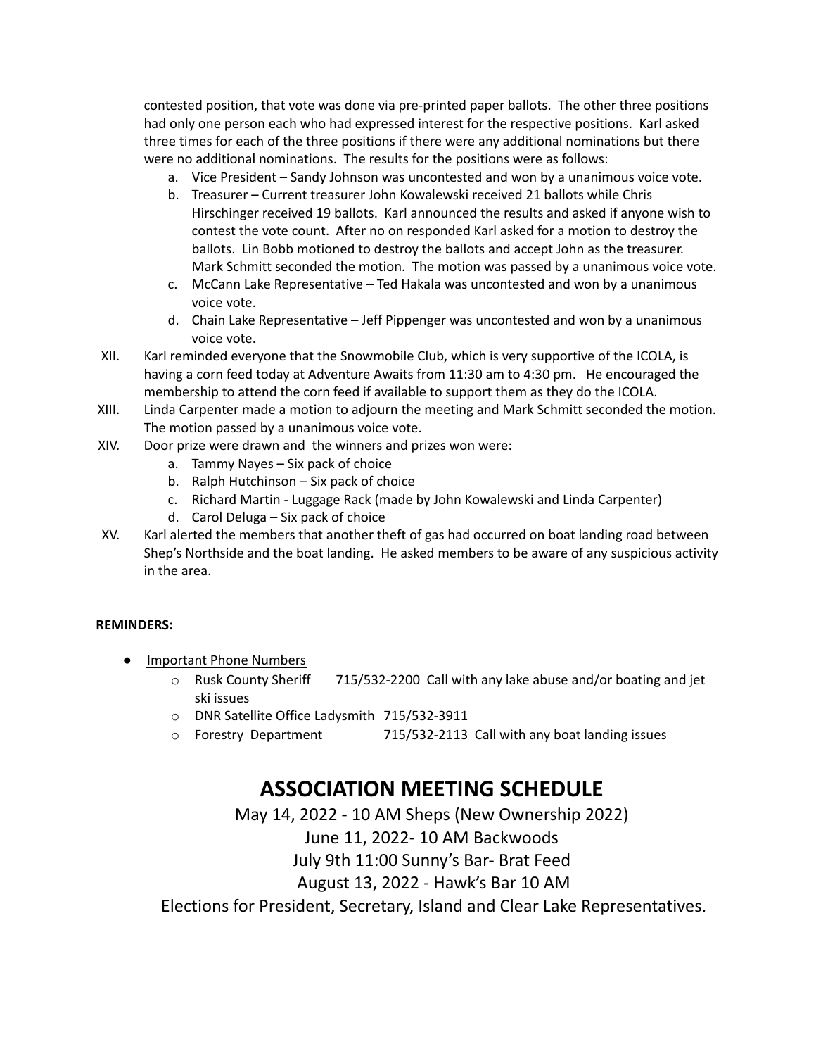contested position, that vote was done via pre-printed paper ballots. The other three positions had only one person each who had expressed interest for the respective positions. Karl asked three times for each of the three positions if there were any additional nominations but there were no additional nominations. The results for the positions were as follows:

a. Vice President – Sandy Johnson was uncontested and won by a unanimous voice vote.
b. Treasurer – Current treasurer John Kowalewski received 21 ballots while Chris Hirschinger received 19 ballots. Karl announced the results and asked if anyone wish to contest the vote count. After no on responded Karl asked for a motion to destroy the ballots. Lin Bobb motioned to destroy the ballots and accept John as the treasurer. Mark Schmitt seconded the motion. The motion was passed by a unanimous voice vote.
c. McCann Lake Representative – Ted Hakala was uncontested and won by a unanimous voice vote.
d. Chain Lake Representative – Jeff Pippenger was uncontested and won by a unanimous voice vote.

XII. Karl reminded everyone that the Snowmobile Club, which is very supportive of the ICOLA, is having a corn feed today at Adventure Awaits from 11:30 am to 4:30 pm. He encouraged the membership to attend the corn feed if available to support them as they do the ICOLA.

XIII. Linda Carpenter made a motion to adjourn the meeting and Mark Schmitt seconded the motion. The motion passed by a unanimous voice vote.

XIV. Door prize were drawn and the winners and prizes won were:

a. Tammy Nayes – Six pack of choice
b. Ralph Hutchinson – Six pack of choice
c. Richard Martin - Luggage Rack (made by John Kowalewski and Linda Carpenter)
d. Carol Deluga – Six pack of choice

XV. Karl alerted the members that another theft of gas had occurred on boat landing road between Shep's Northside and the boat landing. He asked members to be aware of any suspicious activity in the area.

**REMINDERS:**

- Important Phone Numbers
  - Rusk County Sheriff 715/532-2200 Call with any lake abuse and/or boating and jet ski issues
  - DNR Satellite Office Ladysmith 715/532-3911
  - Forestry Department 715/532-2113 Call with any boat landing issues

# ASSOCIATION MEETING SCHEDULE

May 14, 2022 - 10 AM Sheps (New Ownership 2022)

June 11, 2022- 10 AM Backwoods

July 9th 11:00 Sunny's Bar- Brat Feed

August 13, 2022 - Hawk's Bar 10 AM

Elections for President, Secretary, Island and Clear Lake Representatives.